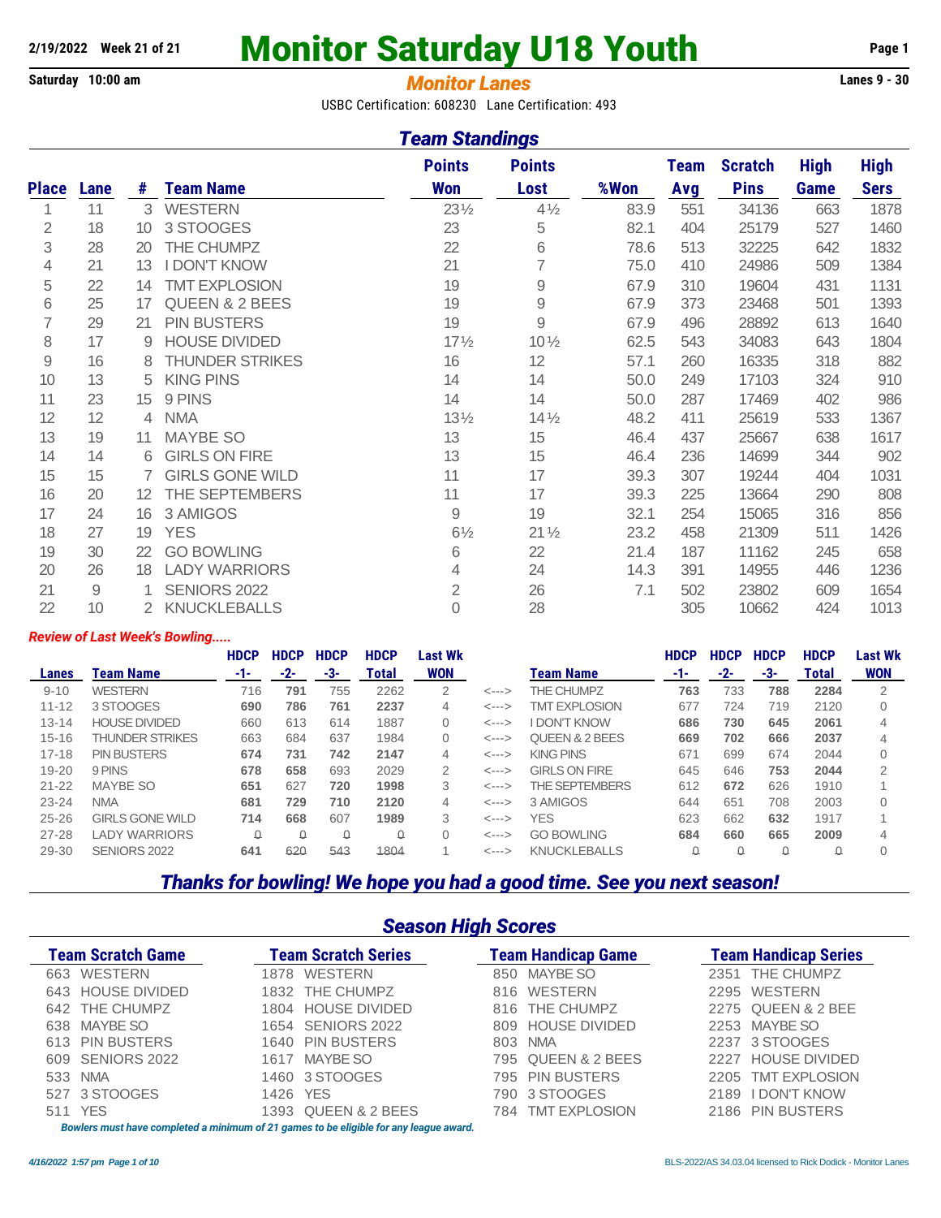2/19/2022 Week 21 of 21

# Monitor Saturday U18 Youth

Saturday 10:00 am

## *Monitor Lanes*

Lanes 9 - 30

USBC Certification: 608230 Lane Certification: 493

## *Team Standings*

| Place | Lane | # | Team Name | Points Won | Points Lost | %Won | Team Avg | Scratch Pins | High Game | High Sers |
|---|---|---|---|---|---|---|---|---|---|---|
| 1 | 11 | 3 | WESTERN | 23½ | 4½ | 83.9 | 551 | 34136 | 663 | 1878 |
| 2 | 18 | 10 | 3 STOOGES | 23 | 5 | 82.1 | 404 | 25179 | 527 | 1460 |
| 3 | 28 | 20 | THE CHUMPZ | 22 | 6 | 78.6 | 513 | 32225 | 642 | 1832 |
| 4 | 21 | 13 | I DON'T KNOW | 21 | 7 | 75.0 | 410 | 24986 | 509 | 1384 |
| 5 | 22 | 14 | TMT EXPLOSION | 19 | 9 | 67.9 | 310 | 19604 | 431 | 1131 |
| 6 | 25 | 17 | QUEEN & 2 BEES | 19 | 9 | 67.9 | 373 | 23468 | 501 | 1393 |
| 7 | 29 | 21 | PIN BUSTERS | 19 | 9 | 67.9 | 496 | 28892 | 613 | 1640 |
| 8 | 17 | 9 | HOUSE DIVIDED | 17½ | 10½ | 62.5 | 543 | 34083 | 643 | 1804 |
| 9 | 16 | 8 | THUNDER STRIKES | 16 | 12 | 57.1 | 260 | 16335 | 318 | 882 |
| 10 | 13 | 5 | KING PINS | 14 | 14 | 50.0 | 249 | 17103 | 324 | 910 |
| 11 | 23 | 15 | 9 PINS | 14 | 14 | 50.0 | 287 | 17469 | 402 | 986 |
| 12 | 12 | 4 | NMA | 13½ | 14½ | 48.2 | 411 | 25619 | 533 | 1367 |
| 13 | 19 | 11 | MAYBE SO | 13 | 15 | 46.4 | 437 | 25667 | 638 | 1617 |
| 14 | 14 | 6 | GIRLS ON FIRE | 13 | 15 | 46.4 | 236 | 14699 | 344 | 902 |
| 15 | 15 | 7 | GIRLS GONE WILD | 11 | 17 | 39.3 | 307 | 19244 | 404 | 1031 |
| 16 | 20 | 12 | THE SEPTEMBERS | 11 | 17 | 39.3 | 225 | 13664 | 290 | 808 |
| 17 | 24 | 16 | 3 AMIGOS | 9 | 19 | 32.1 | 254 | 15065 | 316 | 856 |
| 18 | 27 | 19 | YES | 6½ | 21½ | 23.2 | 458 | 21309 | 511 | 1426 |
| 19 | 30 | 22 | GO BOWLING | 6 | 22 | 21.4 | 187 | 11162 | 245 | 658 |
| 20 | 26 | 18 | LADY WARRIORS | 4 | 24 | 14.3 | 391 | 14955 | 446 | 1236 |
| 21 | 9 | 1 | SENIORS 2022 | 2 | 26 | 7.1 | 502 | 23802 | 609 | 1654 |
| 22 | 10 | 2 | KNUCKLEBALLS | 0 | 28 | | 305 | 10662 | 424 | 1013 |

*Review of Last Week's Bowling.....*

| Lanes | Team Name | HDCP -1- | HDCP -2- | HDCP -3- | HDCP Total | Last Wk WON | | Team Name | HDCP -1- | HDCP -2- | HDCP -3- | HDCP Total | Last Wk WON |
|---|---|---|---|---|---|---|---|---|---|---|---|---|---|
| 9-10 | WESTERN | 716 | **791** | 755 | 2262 | 2 | <---> | THE CHUMPZ | **763** | 733 | **788** | **2284** | 2 |
| 11-12 | 3 STOOGES | **690** | **786** | **761** | **2237** | 4 | <---> | TMT EXPLOSION | 677 | 724 | 719 | 2120 | 0 |
| 13-14 | HOUSE DIVIDED | 660 | 613 | 614 | 1887 | 0 | <---> | I DON'T KNOW | **686** | **730** | **645** | **2061** | 4 |
| 15-16 | THUNDER STRIKES | 663 | 684 | 637 | 1984 | 0 | <---> | QUEEN & 2 BEES | **669** | **702** | **666** | **2037** | 4 |
| 17-18 | PIN BUSTERS | **674** | **731** | **742** | **2147** | 4 | <---> | KING PINS | 671 | 699 | 674 | 2044 | 0 |
| 19-20 | 9 PINS | **678** | **658** | 693 | 2029 | 2 | <---> | GIRLS ON FIRE | 645 | 646 | **753** | **2044** | 2 |
| 21-22 | MAYBE SO | **651** | 627 | **720** | **1998** | 3 | <---> | THE SEPTEMBERS | 612 | **672** | 626 | 1910 | 1 |
| 23-24 | NMA | **681** | **729** | **710** | **2120** | 4 | <---> | 3 AMIGOS | 644 | 651 | 708 | 2003 | 0 |
| 25-26 | GIRLS GONE WILD | **714** | **668** | 607 | **1989** | 3 | <---> | YES | 623 | 662 | **632** | 1917 | 1 |
| 27-28 | LADY WARRIORS | 0 | 0 | 0 | 0 | 0 | <---> | GO BOWLING | **684** | **660** | **665** | **2009** | 4 |
| 29-30 | SENIORS 2022 | **641** | 620 | 543 | 1804 | 1 | <---> | KNUCKLEBALLS | 0 | 0 | 0 | 0 | 0 |

## *Thanks for bowling! We hope you had a good time. See you next season!*

## *Season High Scores*

| Team Scratch Game | Team Scratch Series | Team Handicap Game | Team Handicap Series |
|---|---|---|---|
| 663 WESTERN | 1878 WESTERN | 850 MAYBE SO | 2351 THE CHUMPZ |
| 643 HOUSE DIVIDED | 1832 THE CHUMPZ | 816 WESTERN | 2295 WESTERN |
| 642 THE CHUMPZ | 1804 HOUSE DIVIDED | 816 THE CHUMPZ | 2275 QUEEN & 2 BEE |
| 638 MAYBE SO | 1654 SENIORS 2022 | 809 HOUSE DIVIDED | 2253 MAYBE SO |
| 613 PIN BUSTERS | 1640 PIN BUSTERS | 803 NMA | 2237 3 STOOGES |
| 609 SENIORS 2022 | 1617 MAYBE SO | 795 QUEEN & 2 BEES | 2227 HOUSE DIVIDED |
| 533 NMA | 1460 3 STOOGES | 795 PIN BUSTERS | 2205 TMT EXPLOSION |
| 527 3 STOOGES | 1426 YES | 790 3 STOOGES | 2189 I DON'T KNOW |
| 511 YES | 1393 QUEEN & 2 BEES | 784 TMT EXPLOSION | 2186 PIN BUSTERS |

*Bowlers must have completed a minimum of 21 games to be eligible for any league award.*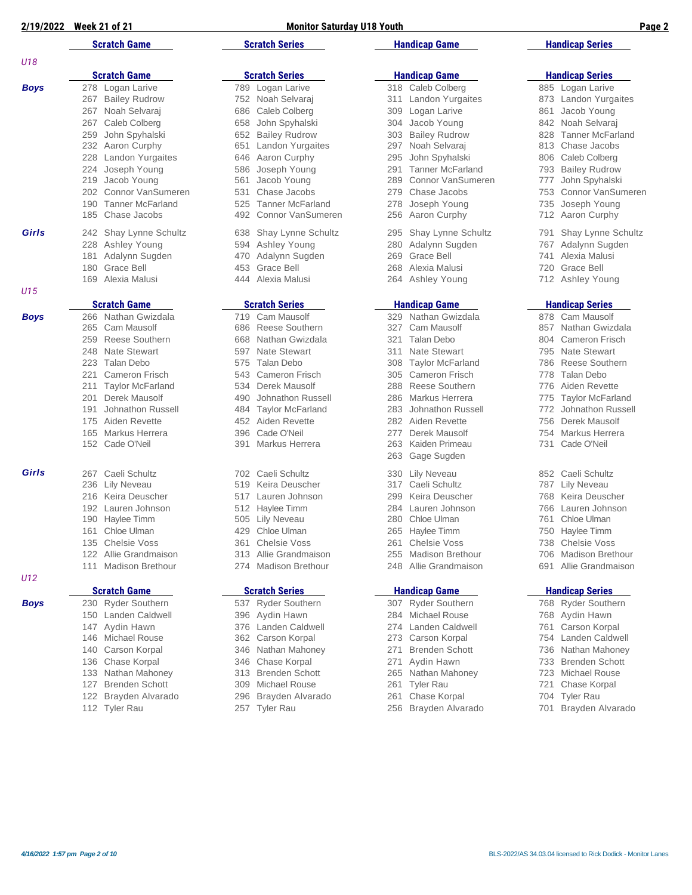**2/19/2022 Week 21 of 21 — Monitor Saturday U18 Youth**

## U18

### Boys

| Scratch Game | Scratch Series | Handicap Game | Handicap Series |
|---|---|---|---|
| 278 Logan Larive | 789 Logan Larive | 318 Caleb Colberg | 885 Logan Larive |
| 267 Bailey Rudrow | 752 Noah Selvaraj | 311 Landon Yurgaites | 873 Landon Yurgaites |
| 267 Noah Selvaraj | 686 Caleb Colberg | 309 Logan Larive | 861 Jacob Young |
| 267 Caleb Colberg | 658 John Spyhalski | 304 Jacob Young | 842 Noah Selvaraj |
| 259 John Spyhalski | 652 Bailey Rudrow | 303 Bailey Rudrow | 828 Tanner McFarland |
| 232 Aaron Curphy | 651 Landon Yurgaites | 297 Noah Selvaraj | 813 Chase Jacobs |
| 228 Landon Yurgaites | 646 Aaron Curphy | 295 John Spyhalski | 806 Caleb Colberg |
| 224 Joseph Young | 586 Joseph Young | 291 Tanner McFarland | 793 Bailey Rudrow |
| 219 Jacob Young | 561 Jacob Young | 289 Connor VanSumeren | 777 John Spyhalski |
| 202 Connor VanSumeren | 531 Chase Jacobs | 279 Chase Jacobs | 753 Connor VanSumeren |
| 190 Tanner McFarland | 525 Tanner McFarland | 278 Joseph Young | 735 Joseph Young |
| 185 Chase Jacobs | 492 Connor VanSumeren | 256 Aaron Curphy | 712 Aaron Curphy |

### Girls

| Scratch Game | Scratch Series | Handicap Game | Handicap Series |
|---|---|---|---|
| 242 Shay Lynne Schultz | 638 Shay Lynne Schultz | 295 Shay Lynne Schultz | 791 Shay Lynne Schultz |
| 228 Ashley Young | 594 Ashley Young | 280 Adalynn Sugden | 767 Adalynn Sugden |
| 181 Adalynn Sugden | 470 Adalynn Sugden | 269 Grace Bell | 741 Alexia Malusi |
| 180 Grace Bell | 453 Grace Bell | 268 Alexia Malusi | 720 Grace Bell |
| 169 Alexia Malusi | 444 Alexia Malusi | 264 Ashley Young | 712 Ashley Young |

## U15

### Boys

| Scratch Game | Scratch Series | Handicap Game | Handicap Series |
|---|---|---|---|
| 266 Nathan Gwizdala | 719 Cam Mausolf | 329 Nathan Gwizdala | 878 Cam Mausolf |
| 265 Cam Mausolf | 686 Reese Southern | 327 Cam Mausolf | 857 Nathan Gwizdala |
| 259 Reese Southern | 668 Nathan Gwizdala | 321 Talan Debo | 804 Cameron Frisch |
| 248 Nate Stewart | 597 Nate Stewart | 311 Nate Stewart | 795 Nate Stewart |
| 223 Talan Debo | 575 Talan Debo | 308 Taylor McFarland | 786 Reese Southern |
| 221 Cameron Frisch | 543 Cameron Frisch | 305 Cameron Frisch | 778 Talan Debo |
| 211 Taylor McFarland | 534 Derek Mausolf | 288 Reese Southern | 776 Aiden Revette |
| 201 Derek Mausolf | 490 Johnathon Russell | 286 Markus Herrera | 775 Taylor McFarland |
| 191 Johnathon Russell | 484 Taylor McFarland | 283 Johnathon Russell | 772 Johnathon Russell |
| 175 Aiden Revette | 452 Aiden Revette | 282 Aiden Revette | 756 Derek Mausolf |
| 165 Markus Herrera | 396 Cade O'Neil | 277 Derek Mausolf | 754 Markus Herrera |
| 152 Cade O'Neil | 391 Markus Herrera | 263 Kaiden Primeau | 731 Cade O'Neil |
| | | 263 Gage Sugden | |

### Girls

| Scratch Game | Scratch Series | Handicap Game | Handicap Series |
|---|---|---|---|
| 267 Caeli Schultz | 702 Caeli Schultz | 330 Lily Neveau | 852 Caeli Schultz |
| 236 Lily Neveau | 519 Keira Deuscher | 317 Caeli Schultz | 787 Lily Neveau |
| 216 Keira Deuscher | 517 Lauren Johnson | 299 Keira Deuscher | 768 Keira Deuscher |
| 192 Lauren Johnson | 512 Haylee Timm | 284 Lauren Johnson | 766 Lauren Johnson |
| 190 Haylee Timm | 505 Lily Neveau | 280 Chloe Ulman | 761 Chloe Ulman |
| 161 Chloe Ulman | 429 Chloe Ulman | 265 Haylee Timm | 750 Haylee Timm |
| 135 Chelsie Voss | 361 Chelsie Voss | 261 Chelsie Voss | 738 Chelsie Voss |
| 122 Allie Grandmaison | 313 Allie Grandmaison | 255 Madison Brethour | 706 Madison Brethour |
| 111 Madison Brethour | 274 Madison Brethour | 248 Allie Grandmaison | 691 Allie Grandmaison |

## U12

### Boys

| Scratch Game | Scratch Series | Handicap Game | Handicap Series |
|---|---|---|---|
| 230 Ryder Southern | 537 Ryder Southern | 307 Ryder Southern | 768 Ryder Southern |
| 150 Landen Caldwell | 396 Aydin Hawn | 284 Michael Rouse | 768 Aydin Hawn |
| 147 Aydin Hawn | 376 Landen Caldwell | 274 Landen Caldwell | 761 Carson Korpal |
| 146 Michael Rouse | 362 Carson Korpal | 273 Carson Korpal | 754 Landen Caldwell |
| 140 Carson Korpal | 346 Nathan Mahoney | 271 Brenden Schott | 736 Nathan Mahoney |
| 136 Chase Korpal | 346 Chase Korpal | 271 Aydin Hawn | 733 Brenden Schott |
| 133 Nathan Mahoney | 313 Brenden Schott | 265 Nathan Mahoney | 723 Michael Rouse |
| 127 Brenden Schott | 309 Michael Rouse | 261 Tyler Rau | 721 Chase Korpal |
| 122 Brayden Alvarado | 296 Brayden Alvarado | 261 Chase Korpal | 704 Tyler Rau |
| 112 Tyler Rau | 257 Tyler Rau | 256 Brayden Alvarado | 701 Brayden Alvarado |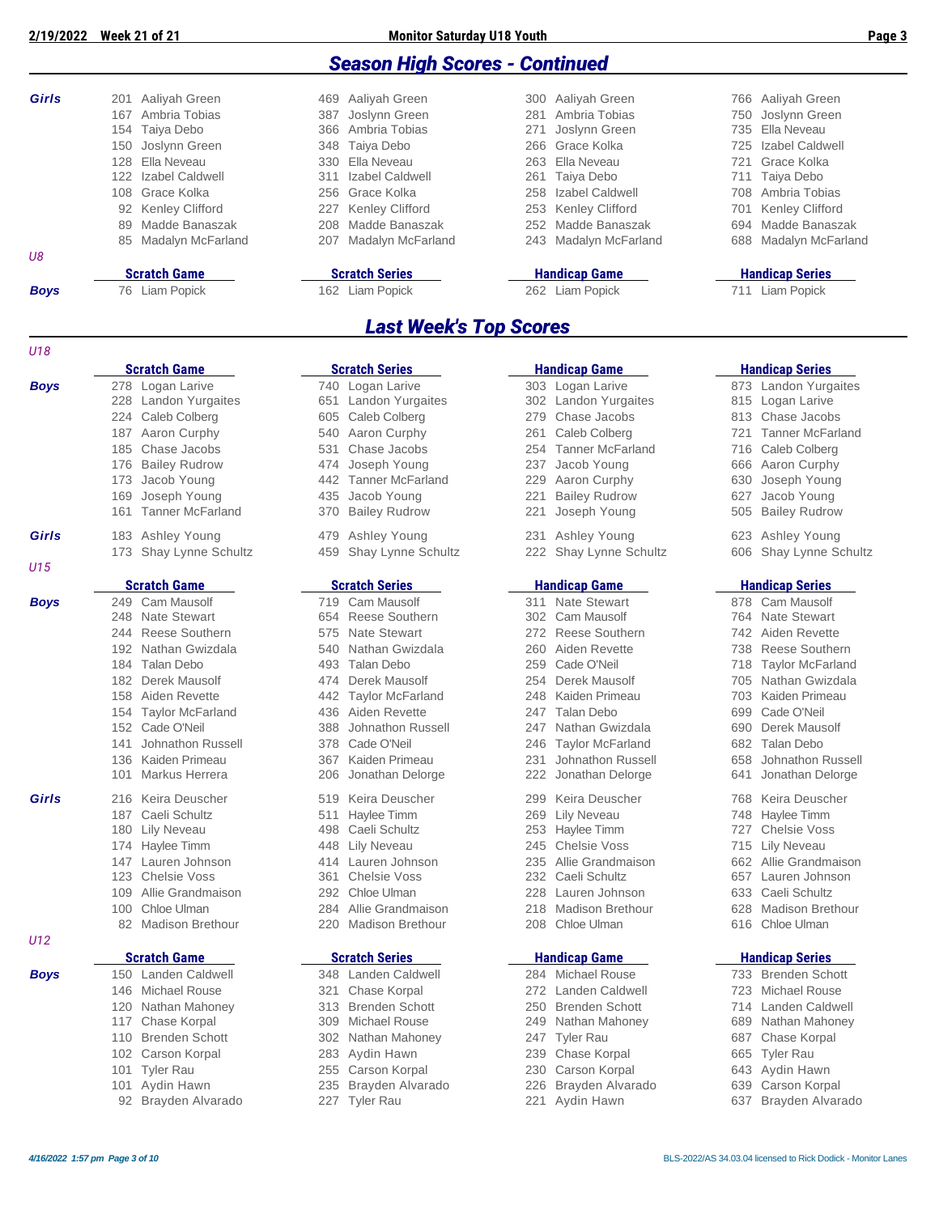## Season High Scores - Continued

**Girls**

| Scratch Game | Scratch Series | Handicap Game | Handicap Series |
|---|---|---|---|
| 201 Aaliyah Green | 469 Aaliyah Green | 300 Aaliyah Green | 766 Aaliyah Green |
| 167 Ambria Tobias | 387 Joslynn Green | 281 Ambria Tobias | 750 Joslynn Green |
| 154 Taiya Debo | 366 Ambria Tobias | 271 Joslynn Green | 735 Ella Neveau |
| 150 Joslynn Green | 348 Taiya Debo | 266 Grace Kolka | 725 Izabel Caldwell |
| 128 Ella Neveau | 330 Ella Neveau | 263 Ella Neveau | 721 Grace Kolka |
| 122 Izabel Caldwell | 311 Izabel Caldwell | 261 Taiya Debo | 711 Taiya Debo |
| 108 Grace Kolka | 256 Grace Kolka | 258 Izabel Caldwell | 708 Ambria Tobias |
| 92 Kenley Clifford | 227 Kenley Clifford | 253 Kenley Clifford | 701 Kenley Clifford |
| 89 Madde Banaszak | 208 Madde Banaszak | 252 Madde Banaszak | 694 Madde Banaszak |
| 85 Madalyn McFarland | 207 Madalyn McFarland | 243 Madalyn McFarland | 688 Madalyn McFarland |

*U8*

**Boys**

| Scratch Game | Scratch Series | Handicap Game | Handicap Series |
|---|---|---|---|
| 76 Liam Popick | 162 Liam Popick | 262 Liam Popick | 711 Liam Popick |

## Last Week's Top Scores

*U18*

**Boys**

| Scratch Game | Scratch Series | Handicap Game | Handicap Series |
|---|---|---|---|
| 278 Logan Larive | 740 Logan Larive | 303 Logan Larive | 873 Landon Yurgaites |
| 228 Landon Yurgaites | 651 Landon Yurgaites | 302 Landon Yurgaites | 815 Logan Larive |
| 224 Caleb Colberg | 605 Caleb Colberg | 279 Chase Jacobs | 813 Chase Jacobs |
| 187 Aaron Curphy | 540 Aaron Curphy | 261 Caleb Colberg | 721 Tanner McFarland |
| 185 Chase Jacobs | 531 Chase Jacobs | 254 Tanner McFarland | 716 Caleb Colberg |
| 176 Bailey Rudrow | 474 Joseph Young | 237 Jacob Young | 666 Aaron Curphy |
| 173 Jacob Young | 442 Tanner McFarland | 229 Aaron Curphy | 630 Joseph Young |
| 169 Joseph Young | 435 Jacob Young | 221 Bailey Rudrow | 627 Jacob Young |
| 161 Tanner McFarland | 370 Bailey Rudrow | 221 Joseph Young | 505 Bailey Rudrow |

**Girls**

| Scratch Game | Scratch Series | Handicap Game | Handicap Series |
|---|---|---|---|
| 183 Ashley Young | 479 Ashley Young | 231 Ashley Young | 623 Ashley Young |
| 173 Shay Lynne Schultz | 459 Shay Lynne Schultz | 222 Shay Lynne Schultz | 606 Shay Lynne Schultz |

*U15*

**Boys**

| Scratch Game | Scratch Series | Handicap Game | Handicap Series |
|---|---|---|---|
| 249 Cam Mausolf | 719 Cam Mausolf | 311 Nate Stewart | 878 Cam Mausolf |
| 248 Nate Stewart | 654 Reese Southern | 302 Cam Mausolf | 764 Nate Stewart |
| 244 Reese Southern | 575 Nate Stewart | 272 Reese Southern | 742 Aiden Revette |
| 192 Nathan Gwizdala | 540 Nathan Gwizdala | 260 Aiden Revette | 738 Reese Southern |
| 184 Talan Debo | 493 Talan Debo | 259 Cade O'Neil | 718 Taylor McFarland |
| 182 Derek Mausolf | 474 Derek Mausolf | 254 Derek Mausolf | 705 Nathan Gwizdala |
| 158 Aiden Revette | 442 Taylor McFarland | 248 Kaiden Primeau | 703 Kaiden Primeau |
| 154 Taylor McFarland | 436 Aiden Revette | 247 Talan Debo | 699 Cade O'Neil |
| 152 Cade O'Neil | 388 Johnathon Russell | 247 Nathan Gwizdala | 690 Derek Mausolf |
| 141 Johnathon Russell | 378 Cade O'Neil | 246 Taylor McFarland | 682 Talan Debo |
| 136 Kaiden Primeau | 367 Kaiden Primeau | 231 Johnathon Russell | 658 Johnathon Russell |
| 101 Markus Herrera | 206 Jonathan Delorge | 222 Jonathan Delorge | 641 Jonathan Delorge |

**Girls**

| Scratch Game | Scratch Series | Handicap Game | Handicap Series |
|---|---|---|---|
| 216 Keira Deuscher | 519 Keira Deuscher | 299 Keira Deuscher | 768 Keira Deuscher |
| 187 Caeli Schultz | 511 Haylee Timm | 269 Lily Neveau | 748 Haylee Timm |
| 180 Lily Neveau | 498 Caeli Schultz | 253 Haylee Timm | 727 Chelsie Voss |
| 174 Haylee Timm | 448 Lily Neveau | 245 Chelsie Voss | 715 Lily Neveau |
| 147 Lauren Johnson | 414 Lauren Johnson | 235 Allie Grandmaison | 662 Allie Grandmaison |
| 123 Chelsie Voss | 361 Chelsie Voss | 232 Caeli Schultz | 657 Lauren Johnson |
| 109 Allie Grandmaison | 292 Chloe Ulman | 228 Lauren Johnson | 633 Caeli Schultz |
| 100 Chloe Ulman | 284 Allie Grandmaison | 218 Madison Brethour | 628 Madison Brethour |
| 82 Madison Brethour | 220 Madison Brethour | 208 Chloe Ulman | 616 Chloe Ulman |

*U12*

**Boys**

| Scratch Game | Scratch Series | Handicap Game | Handicap Series |
|---|---|---|---|
| 150 Landen Caldwell | 348 Landen Caldwell | 284 Michael Rouse | 733 Brenden Schott |
| 146 Michael Rouse | 321 Chase Korpal | 272 Landen Caldwell | 723 Michael Rouse |
| 120 Nathan Mahoney | 313 Brenden Schott | 250 Brenden Schott | 714 Landen Caldwell |
| 117 Chase Korpal | 309 Michael Rouse | 249 Nathan Mahoney | 689 Nathan Mahoney |
| 110 Brenden Schott | 302 Nathan Mahoney | 247 Tyler Rau | 687 Chase Korpal |
| 102 Carson Korpal | 283 Aydin Hawn | 239 Chase Korpal | 665 Tyler Rau |
| 101 Tyler Rau | 255 Carson Korpal | 230 Carson Korpal | 643 Aydin Hawn |
| 101 Aydin Hawn | 235 Brayden Alvarado | 226 Brayden Alvarado | 639 Carson Korpal |
| 92 Brayden Alvarado | 227 Tyler Rau | 221 Aydin Hawn | 637 Brayden Alvarado |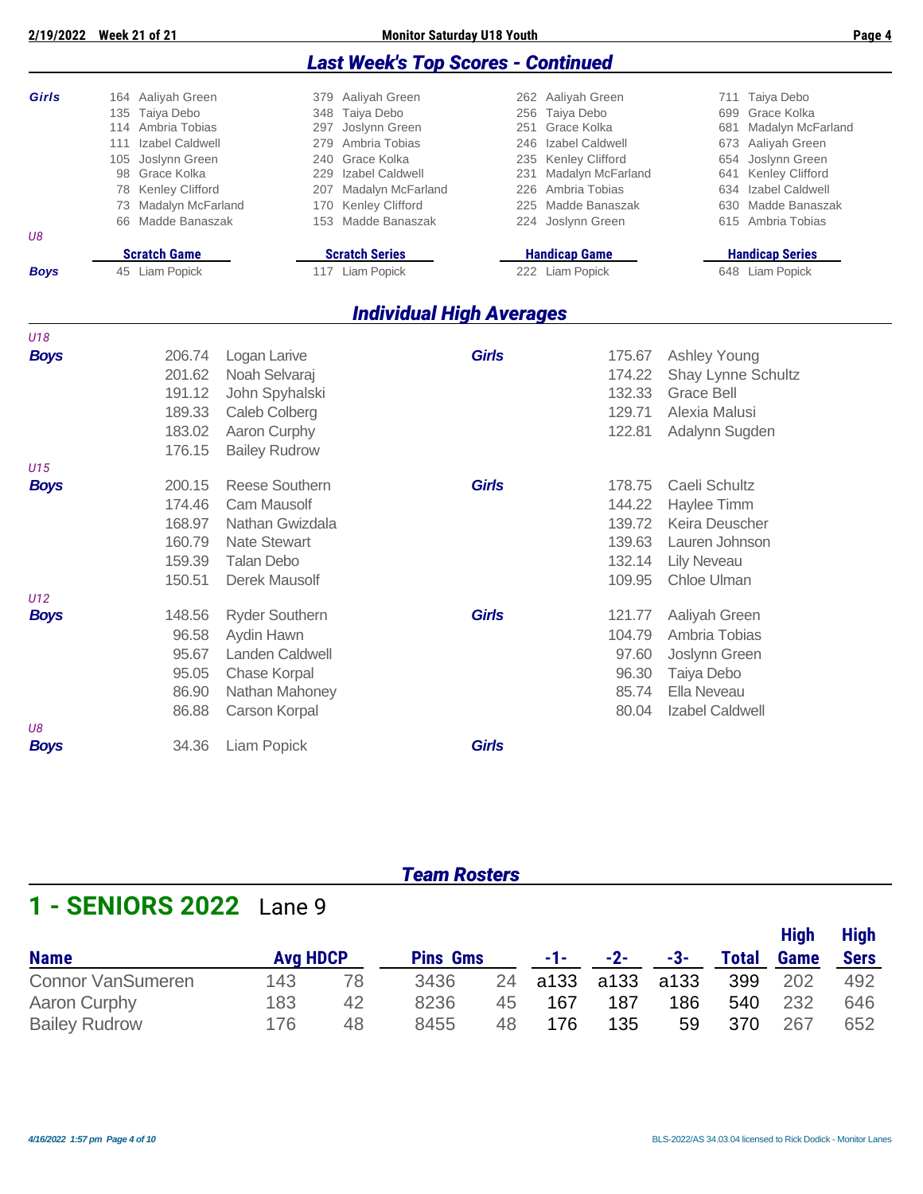## Last Week's Top Scores - Continued

| | Scratch Game | Scratch Series | Handicap Game | Handicap Series |
|---|---|---|---|---|
| **Girls** | 164 Aaliyah Green | 379 Aaliyah Green | 262 Aaliyah Green | 711 Taiya Debo |
| | 135 Taiya Debo | 348 Taiya Debo | 256 Taiya Debo | 699 Grace Kolka |
| | 114 Ambria Tobias | 297 Joslynn Green | 251 Grace Kolka | 681 Madalyn McFarland |
| | 111 Izabel Caldwell | 279 Ambria Tobias | 246 Izabel Caldwell | 673 Aaliyah Green |
| | 105 Joslynn Green | 240 Grace Kolka | 235 Kenley Clifford | 654 Joslynn Green |
| | 98 Grace Kolka | 229 Izabel Caldwell | 231 Madalyn McFarland | 641 Kenley Clifford |
| | 78 Kenley Clifford | 207 Madalyn McFarland | 226 Ambria Tobias | 634 Izabel Caldwell |
| | 73 Madalyn McFarland | 170 Kenley Clifford | 225 Madde Banaszak | 630 Madde Banaszak |
| | 66 Madde Banaszak | 153 Madde Banaszak | 224 Joslynn Green | 615 Ambria Tobias |

*U8*

| | Scratch Game | Scratch Series | Handicap Game | Handicap Series |
|---|---|---|---|---|
| **Boys** | 45 Liam Popick | 117 Liam Popick | 222 Liam Popick | 648 Liam Popick |

## Individual High Averages

*U18*

| Boys | | Girls | |
|---|---|---|---|
| 206.74 | Logan Larive | 175.67 | Ashley Young |
| 201.62 | Noah Selvaraj | 174.22 | Shay Lynne Schultz |
| 191.12 | John Spyhalski | 132.33 | Grace Bell |
| 189.33 | Caleb Colberg | 129.71 | Alexia Malusi |
| 183.02 | Aaron Curphy | 122.81 | Adalynn Sugden |
| 176.15 | Bailey Rudrow | | |

*U15*

| Boys | | Girls | |
|---|---|---|---|
| 200.15 | Reese Southern | 178.75 | Caeli Schultz |
| 174.46 | Cam Mausolf | 144.22 | Haylee Timm |
| 168.97 | Nathan Gwizdala | 139.72 | Keira Deuscher |
| 160.79 | Nate Stewart | 139.63 | Lauren Johnson |
| 159.39 | Talan Debo | 132.14 | Lily Neveau |
| 150.51 | Derek Mausolf | 109.95 | Chloe Ulman |

*U12*

| Boys | | Girls | |
|---|---|---|---|
| 148.56 | Ryder Southern | 121.77 | Aaliyah Green |
| 96.58 | Aydin Hawn | 104.79 | Ambria Tobias |
| 95.67 | Landen Caldwell | 97.60 | Joslynn Green |
| 95.05 | Chase Korpal | 96.30 | Taiya Debo |
| 86.90 | Nathan Mahoney | 85.74 | Ella Neveau |
| 86.88 | Carson Korpal | 80.04 | Izabel Caldwell |

*U8*

| Boys | | Girls | |
|---|---|---|---|
| 34.36 | Liam Popick | | |

## Team Rosters

# 1 - SENIORS 2022 Lane 9

| Name | Avg | HDCP | Pins | Gms | -1- | -2- | -3- | Total | High Game | High Sers |
|---|---|---|---|---|---|---|---|---|---|---|
| Connor VanSumeren | 143 | 78 | 3436 | 24 | a133 | a133 | a133 | 399 | 202 | 492 |
| Aaron Curphy | 183 | 42 | 8236 | 45 | 167 | 187 | 186 | 540 | 232 | 646 |
| Bailey Rudrow | 176 | 48 | 8455 | 48 | 176 | 135 | 59 | 370 | 267 | 652 |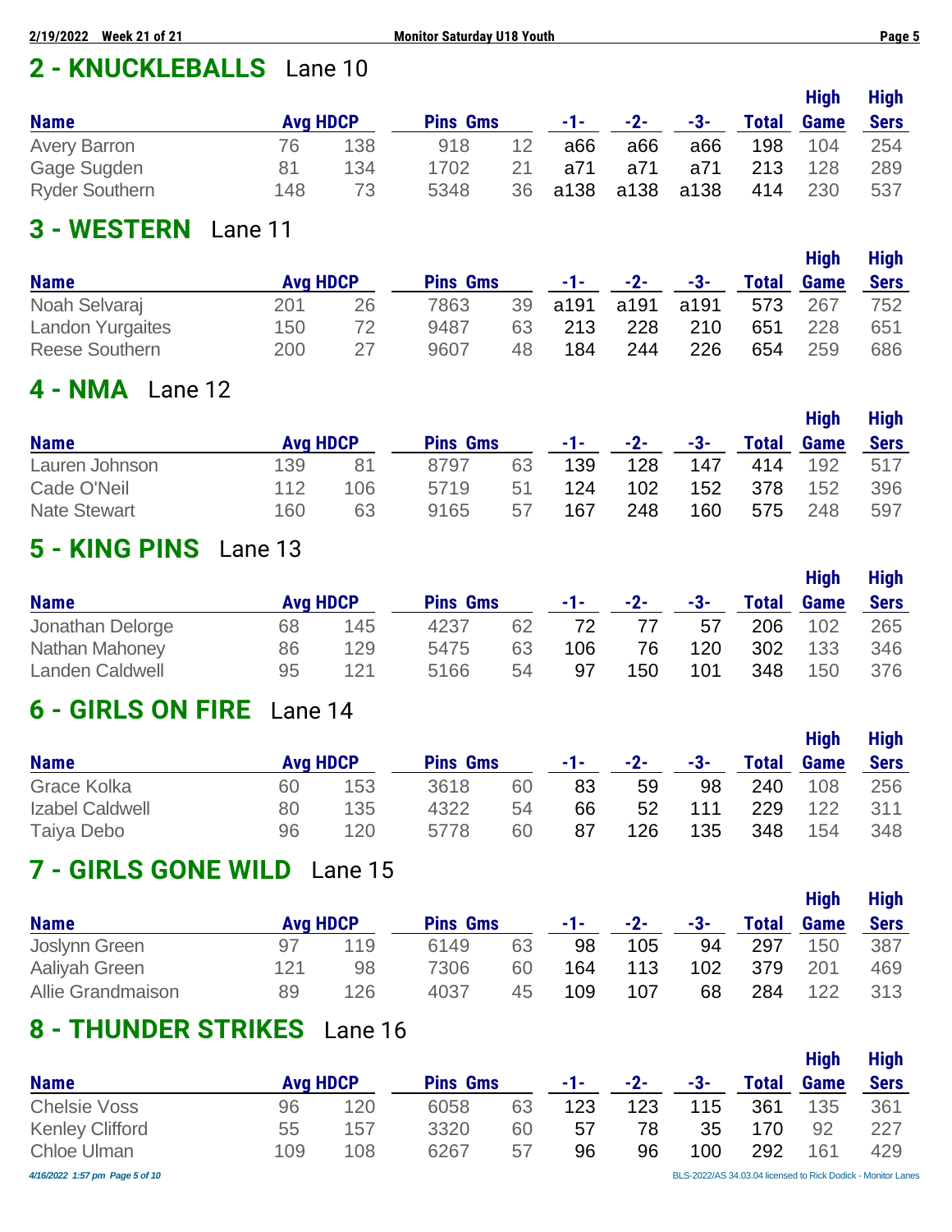## 2 - KNUCKLEBALLS Lane 10

| Name | Avg | HDCP | Pins | Gms | -1- | -2- | -3- | Total | High Game | High Sers |
|---|---|---|---|---|---|---|---|---|---|---|
| Avery Barron | 76 | 138 | 918 | 12 | a66 | a66 | a66 | 198 | 104 | 254 |
| Gage Sugden | 81 | 134 | 1702 | 21 | a71 | a71 | a71 | 213 | 128 | 289 |
| Ryder Southern | 148 | 73 | 5348 | 36 | a138 | a138 | a138 | 414 | 230 | 537 |

## 3 - WESTERN Lane 11

| Name | Avg | HDCP | Pins | Gms | -1- | -2- | -3- | Total | High Game | High Sers |
|---|---|---|---|---|---|---|---|---|---|---|
| Noah Selvaraj | 201 | 26 | 7863 | 39 | a191 | a191 | a191 | 573 | 267 | 752 |
| Landon Yurgaites | 150 | 72 | 9487 | 63 | 213 | 228 | 210 | 651 | 228 | 651 |
| Reese Southern | 200 | 27 | 9607 | 48 | 184 | 244 | 226 | 654 | 259 | 686 |

## 4 - NMA Lane 12

| Name | Avg | HDCP | Pins | Gms | -1- | -2- | -3- | Total | High Game | High Sers |
|---|---|---|---|---|---|---|---|---|---|---|
| Lauren Johnson | 139 | 81 | 8797 | 63 | 139 | 128 | 147 | 414 | 192 | 517 |
| Cade O'Neil | 112 | 106 | 5719 | 51 | 124 | 102 | 152 | 378 | 152 | 396 |
| Nate Stewart | 160 | 63 | 9165 | 57 | 167 | 248 | 160 | 575 | 248 | 597 |

## 5 - KING PINS Lane 13

| Name | Avg | HDCP | Pins | Gms | -1- | -2- | -3- | Total | High Game | High Sers |
|---|---|---|---|---|---|---|---|---|---|---|
| Jonathan Delorge | 68 | 145 | 4237 | 62 | 72 | 77 | 57 | 206 | 102 | 265 |
| Nathan Mahoney | 86 | 129 | 5475 | 63 | 106 | 76 | 120 | 302 | 133 | 346 |
| Landen Caldwell | 95 | 121 | 5166 | 54 | 97 | 150 | 101 | 348 | 150 | 376 |

## 6 - GIRLS ON FIRE Lane 14

| Name | Avg | HDCP | Pins | Gms | -1- | -2- | -3- | Total | High Game | High Sers |
|---|---|---|---|---|---|---|---|---|---|---|
| Grace Kolka | 60 | 153 | 3618 | 60 | 83 | 59 | 98 | 240 | 108 | 256 |
| Izabel Caldwell | 80 | 135 | 4322 | 54 | 66 | 52 | 111 | 229 | 122 | 311 |
| Taiya Debo | 96 | 120 | 5778 | 60 | 87 | 126 | 135 | 348 | 154 | 348 |

## 7 - GIRLS GONE WILD Lane 15

| Name | Avg | HDCP | Pins | Gms | -1- | -2- | -3- | Total | High Game | High Sers |
|---|---|---|---|---|---|---|---|---|---|---|
| Joslynn Green | 97 | 119 | 6149 | 63 | 98 | 105 | 94 | 297 | 150 | 387 |
| Aaliyah Green | 121 | 98 | 7306 | 60 | 164 | 113 | 102 | 379 | 201 | 469 |
| Allie Grandmaison | 89 | 126 | 4037 | 45 | 109 | 107 | 68 | 284 | 122 | 313 |

## 8 - THUNDER STRIKES Lane 16

| Name | Avg | HDCP | Pins | Gms | -1- | -2- | -3- | Total | High Game | High Sers |
|---|---|---|---|---|---|---|---|---|---|---|
| Chelsie Voss | 96 | 120 | 6058 | 63 | 123 | 123 | 115 | 361 | 135 | 361 |
| Kenley Clifford | 55 | 157 | 3320 | 60 | 57 | 78 | 35 | 170 | 92 | 227 |
| Chloe Ulman | 109 | 108 | 6267 | 57 | 96 | 96 | 100 | 292 | 161 | 429 |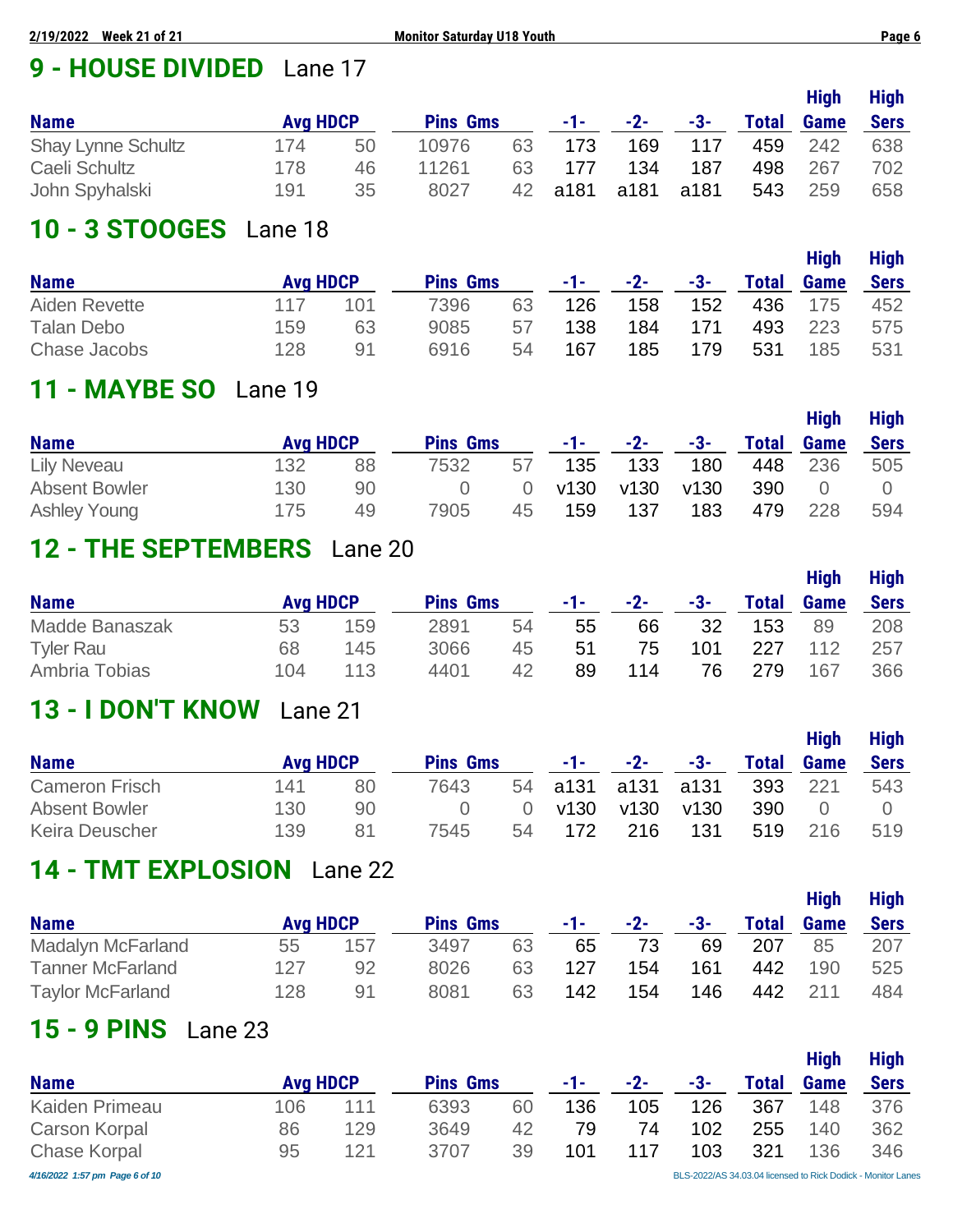## 9 - HOUSE DIVIDED Lane 17

| Name | Avg | HDCP | Pins | Gms | -1- | -2- | -3- | Total | High Game | High Sers |
|---|---|---|---|---|---|---|---|---|---|---|
| Shay Lynne Schultz | 174 | 50 | 10976 | 63 | 173 | 169 | 117 | 459 | 242 | 638 |
| Caeli Schultz | 178 | 46 | 11261 | 63 | 177 | 134 | 187 | 498 | 267 | 702 |
| John Spyhalski | 191 | 35 | 8027 | 42 | a181 | a181 | a181 | 543 | 259 | 658 |

## 10 - 3 STOOGES Lane 18

| Name | Avg | HDCP | Pins | Gms | -1- | -2- | -3- | Total | High Game | High Sers |
|---|---|---|---|---|---|---|---|---|---|---|
| Aiden Revette | 117 | 101 | 7396 | 63 | 126 | 158 | 152 | 436 | 175 | 452 |
| Talan Debo | 159 | 63 | 9085 | 57 | 138 | 184 | 171 | 493 | 223 | 575 |
| Chase Jacobs | 128 | 91 | 6916 | 54 | 167 | 185 | 179 | 531 | 185 | 531 |

## 11 - MAYBE SO Lane 19

| Name | Avg | HDCP | Pins | Gms | -1- | -2- | -3- | Total | High Game | High Sers |
|---|---|---|---|---|---|---|---|---|---|---|
| Lily Neveau | 132 | 88 | 7532 | 57 | 135 | 133 | 180 | 448 | 236 | 505 |
| Absent Bowler | 130 | 90 | 0 | 0 | v130 | v130 | v130 | 390 | 0 | 0 |
| Ashley Young | 175 | 49 | 7905 | 45 | 159 | 137 | 183 | 479 | 228 | 594 |

## 12 - THE SEPTEMBERS Lane 20

| Name | Avg | HDCP | Pins | Gms | -1- | -2- | -3- | Total | High Game | High Sers |
|---|---|---|---|---|---|---|---|---|---|---|
| Madde Banaszak | 53 | 159 | 2891 | 54 | 55 | 66 | 32 | 153 | 89 | 208 |
| Tyler Rau | 68 | 145 | 3066 | 45 | 51 | 75 | 101 | 227 | 112 | 257 |
| Ambria Tobias | 104 | 113 | 4401 | 42 | 89 | 114 | 76 | 279 | 167 | 366 |

## 13 - I DON'T KNOW Lane 21

| Name | Avg | HDCP | Pins | Gms | -1- | -2- | -3- | Total | High Game | High Sers |
|---|---|---|---|---|---|---|---|---|---|---|
| Cameron Frisch | 141 | 80 | 7643 | 54 | a131 | a131 | a131 | 393 | 221 | 543 |
| Absent Bowler | 130 | 90 | 0 | 0 | v130 | v130 | v130 | 390 | 0 | 0 |
| Keira Deuscher | 139 | 81 | 7545 | 54 | 172 | 216 | 131 | 519 | 216 | 519 |

## 14 - TMT EXPLOSION Lane 22

| Name | Avg | HDCP | Pins | Gms | -1- | -2- | -3- | Total | High Game | High Sers |
|---|---|---|---|---|---|---|---|---|---|---|
| Madalyn McFarland | 55 | 157 | 3497 | 63 | 65 | 73 | 69 | 207 | 85 | 207 |
| Tanner McFarland | 127 | 92 | 8026 | 63 | 127 | 154 | 161 | 442 | 190 | 525 |
| Taylor McFarland | 128 | 91 | 8081 | 63 | 142 | 154 | 146 | 442 | 211 | 484 |

## 15 - 9 PINS Lane 23

| Name | Avg | HDCP | Pins | Gms | -1- | -2- | -3- | Total | High Game | High Sers |
|---|---|---|---|---|---|---|---|---|---|---|
| Kaiden Primeau | 106 | 111 | 6393 | 60 | 136 | 105 | 126 | 367 | 148 | 376 |
| Carson Korpal | 86 | 129 | 3649 | 42 | 79 | 74 | 102 | 255 | 140 | 362 |
| Chase Korpal | 95 | 121 | 3707 | 39 | 101 | 117 | 103 | 321 | 136 | 346 |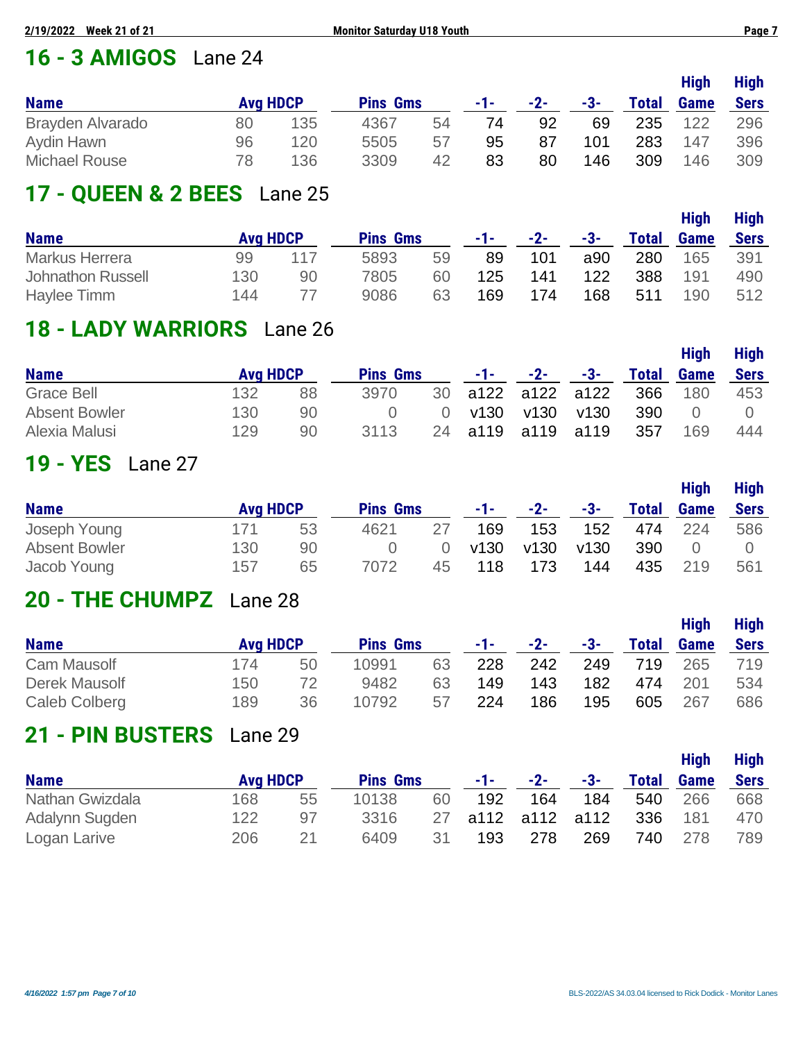## 16 - 3 AMIGOS Lane 24

| Name | Avg | HDCP | Pins | Gms | -1- | -2- | -3- | Total | High Game | High Sers |
|---|---|---|---|---|---|---|---|---|---|---|
| Brayden Alvarado | 80 | 135 | 4367 | 54 | 74 | 92 | 69 | 235 | 122 | 296 |
| Aydin Hawn | 96 | 120 | 5505 | 57 | 95 | 87 | 101 | 283 | 147 | 396 |
| Michael Rouse | 78 | 136 | 3309 | 42 | 83 | 80 | 146 | 309 | 146 | 309 |

## 17 - QUEEN & 2 BEES Lane 25

| Name | Avg | HDCP | Pins | Gms | -1- | -2- | -3- | Total | High Game | High Sers |
|---|---|---|---|---|---|---|---|---|---|---|
| Markus Herrera | 99 | 117 | 5893 | 59 | 89 | 101 | a90 | 280 | 165 | 391 |
| Johnathon Russell | 130 | 90 | 7805 | 60 | 125 | 141 | 122 | 388 | 191 | 490 |
| Haylee Timm | 144 | 77 | 9086 | 63 | 169 | 174 | 168 | 511 | 190 | 512 |

## 18 - LADY WARRIORS Lane 26

| Name | Avg | HDCP | Pins | Gms | -1- | -2- | -3- | Total | High Game | High Sers |
|---|---|---|---|---|---|---|---|---|---|---|
| Grace Bell | 132 | 88 | 3970 | 30 | a122 | a122 | a122 | 366 | 180 | 453 |
| Absent Bowler | 130 | 90 | 0 | 0 | v130 | v130 | v130 | 390 | 0 | 0 |
| Alexia Malusi | 129 | 90 | 3113 | 24 | a119 | a119 | a119 | 357 | 169 | 444 |

## 19 - YES Lane 27

| Name | Avg | HDCP | Pins | Gms | -1- | -2- | -3- | Total | High Game | High Sers |
|---|---|---|---|---|---|---|---|---|---|---|
| Joseph Young | 171 | 53 | 4621 | 27 | 169 | 153 | 152 | 474 | 224 | 586 |
| Absent Bowler | 130 | 90 | 0 | 0 | v130 | v130 | v130 | 390 | 0 | 0 |
| Jacob Young | 157 | 65 | 7072 | 45 | 118 | 173 | 144 | 435 | 219 | 561 |

## 20 - THE CHUMPZ Lane 28

| Name | Avg | HDCP | Pins | Gms | -1- | -2- | -3- | Total | High Game | High Sers |
|---|---|---|---|---|---|---|---|---|---|---|
| Cam Mausolf | 174 | 50 | 10991 | 63 | 228 | 242 | 249 | 719 | 265 | 719 |
| Derek Mausolf | 150 | 72 | 9482 | 63 | 149 | 143 | 182 | 474 | 201 | 534 |
| Caleb Colberg | 189 | 36 | 10792 | 57 | 224 | 186 | 195 | 605 | 267 | 686 |

## 21 - PIN BUSTERS Lane 29

| Name | Avg | HDCP | Pins | Gms | -1- | -2- | -3- | Total | High Game | High Sers |
|---|---|---|---|---|---|---|---|---|---|---|
| Nathan Gwizdala | 168 | 55 | 10138 | 60 | 192 | 164 | 184 | 540 | 266 | 668 |
| Adalynn Sugden | 122 | 97 | 3316 | 27 | a112 | a112 | a112 | 336 | 181 | 470 |
| Logan Larive | 206 | 21 | 6409 | 31 | 193 | 278 | 269 | 740 | 278 | 789 |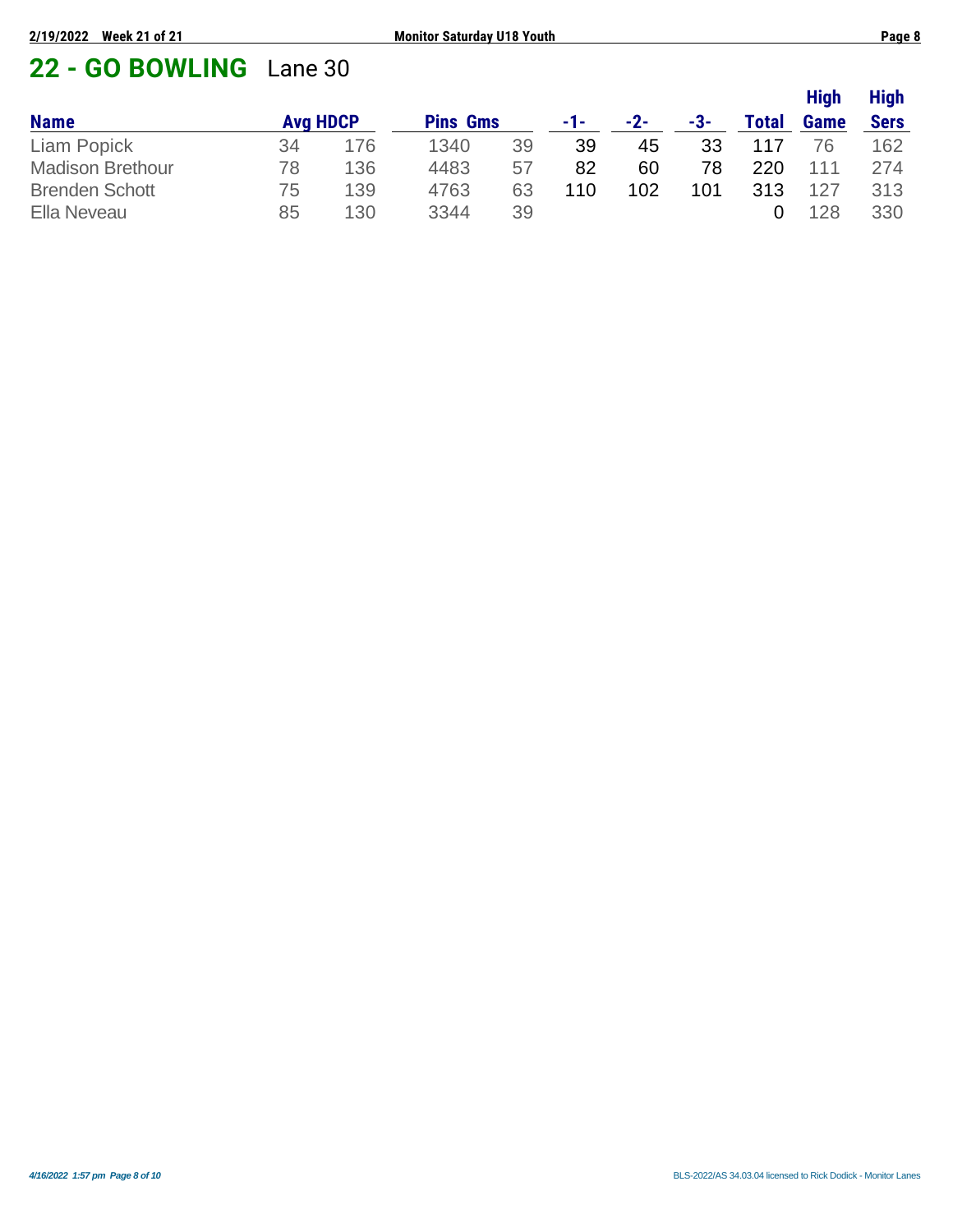## 22 - GO BOWLING Lane 30

| Name | Avg | HDCP | Pins | Gms | -1- | -2- | -3- | Total | High Game | High Sers |
|---|---|---|---|---|---|---|---|---|---|---|
| Liam Popick | 34 | 176 | 1340 | 39 | 39 | 45 | 33 | 117 | 76 | 162 |
| Madison Brethour | 78 | 136 | 4483 | 57 | 82 | 60 | 78 | 220 | 111 | 274 |
| Brenden Schott | 75 | 139 | 4763 | 63 | 110 | 102 | 101 | 313 | 127 | 313 |
| Ella Neveau | 85 | 130 | 3344 | 39 | | | | 0 | 128 | 330 |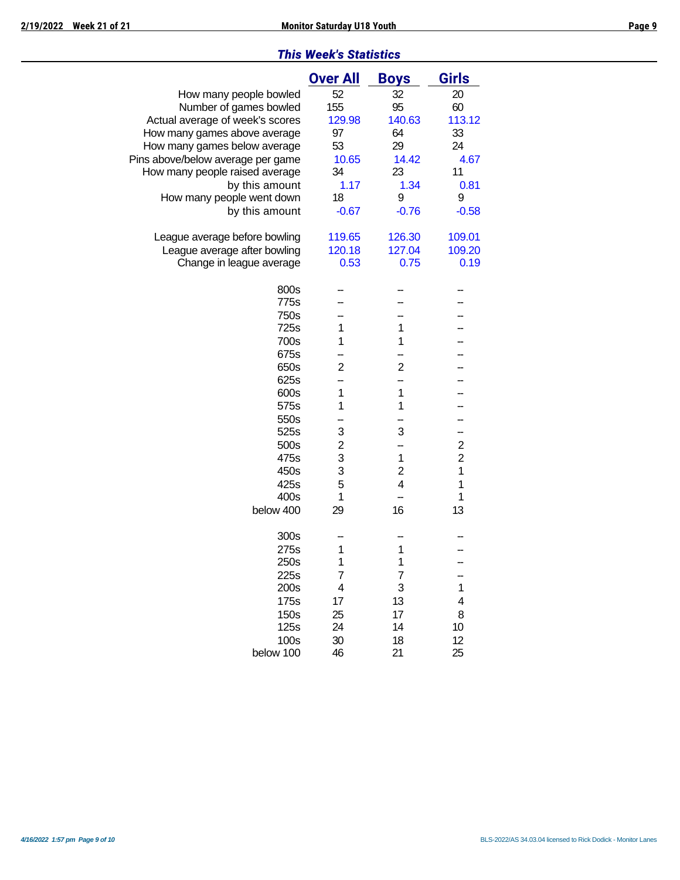## *This Week's Statistics*

| | Over All | Boys | Girls |
|---|---|---|---|
| How many people bowled | 52 | 32 | 20 |
| Number of games bowled | 155 | 95 | 60 |
| Actual average of week's scores | 129.98 | 140.63 | 113.12 |
| How many games above average | 97 | 64 | 33 |
| How many games below average | 53 | 29 | 24 |
| Pins above/below average per game | 10.65 | 14.42 | 4.67 |
| How many people raised average | 34 | 23 | 11 |
| by this amount | 1.17 | 1.34 | 0.81 |
| How many people went down | 18 | 9 | 9 |
| by this amount | -0.67 | -0.76 | -0.58 |
| | | | |
| League average before bowling | 119.65 | 126.30 | 109.01 |
| League average after bowling | 120.18 | 127.04 | 109.20 |
| Change in league average | 0.53 | 0.75 | 0.19 |
| | | | |
| 800s | -- | -- | -- |
| 775s | -- | -- | -- |
| 750s | -- | -- | -- |
| 725s | 1 | 1 | -- |
| 700s | 1 | 1 | -- |
| 675s | -- | -- | -- |
| 650s | 2 | 2 | -- |
| 625s | -- | -- | -- |
| 600s | 1 | 1 | -- |
| 575s | 1 | 1 | -- |
| 550s | -- | -- | -- |
| 525s | 3 | 3 | -- |
| 500s | 2 | -- | 2 |
| 475s | 3 | 1 | 2 |
| 450s | 3 | 2 | 1 |
| 425s | 5 | 4 | 1 |
| 400s | 1 | -- | 1 |
| below 400 | 29 | 16 | 13 |
| | | | |
| 300s | -- | -- | -- |
| 275s | 1 | 1 | -- |
| 250s | 1 | 1 | -- |
| 225s | 7 | 7 | -- |
| 200s | 4 | 3 | 1 |
| 175s | 17 | 13 | 4 |
| 150s | 25 | 17 | 8 |
| 125s | 24 | 14 | 10 |
| 100s | 30 | 18 | 12 |
| below 100 | 46 | 21 | 25 |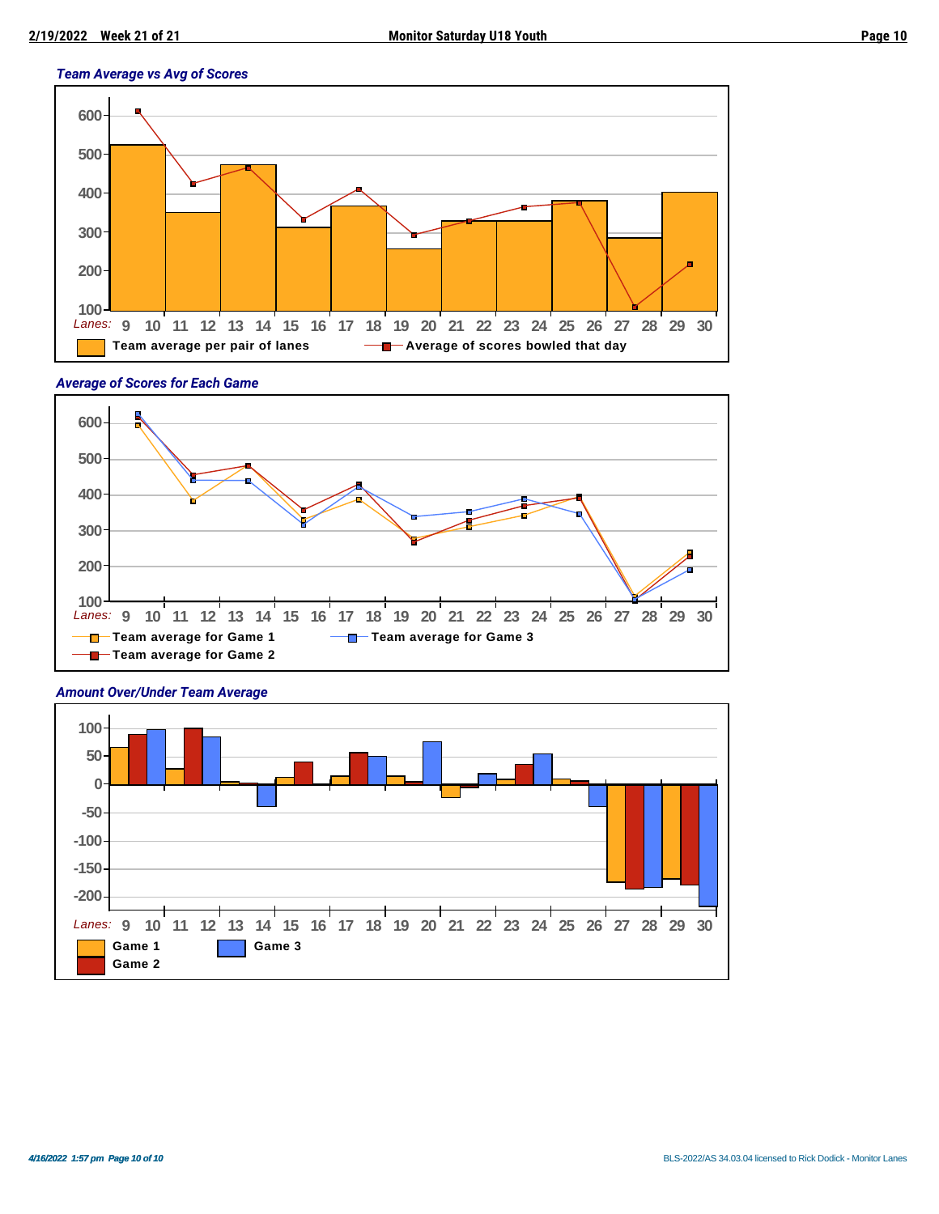### Team Average vs Avg of Scores

600
500
400
300
200
100

Lanes: 9 10 11 12 13 14 15 16 17 18 19 20 21 22 23 24 25 26 27 28 29 30

Team average per pair of lanes
Average of scores bowled that day

### Average of Scores for Each Game

600
500
400
300
200
100

Lanes: 9 10 11 12 13 14 15 16 17 18 19 20 21 22 23 24 25 26 27 28 29 30

Team average for Game 1
Team average for Game 2
Team average for Game 3

### Amount Over/Under Team Average

100
50
0
-50
-100
-150
-200

Lanes: 9 10 11 12 13 14 15 16 17 18 19 20 21 22 23 24 25 26 27 28 29 30

Game 1
Game 2
Game 3